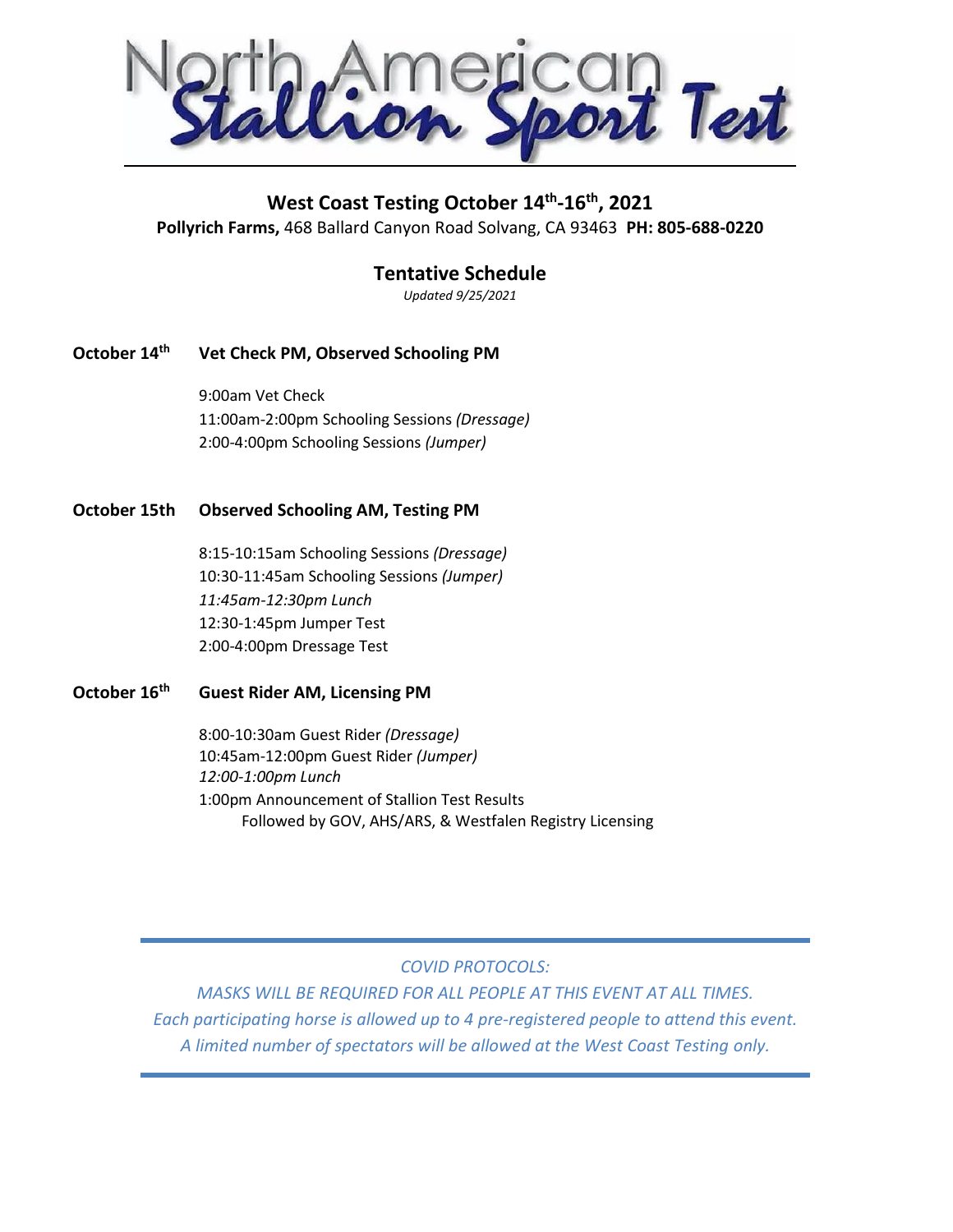# North American Stallion Sport Test

## West Coast Testing October 14th-16th, 2021

**Pollyrich Farms,** 468 Ballard Canyon Road Solvang, CA 93463 **PH: 805-688-0220**

## Tentative Schedule

*Updated 9/25/2021*

### October 14th — Vet Check PM, Observed Schooling PM

9:00am Vet Check
11:00am-2:00pm Schooling Sessions *(Dressage)*
2:00-4:00pm Schooling Sessions *(Jumper)*

### October 15th — Observed Schooling AM, Testing PM

8:15-10:15am Schooling Sessions *(Dressage)*
10:30-11:45am Schooling Sessions *(Jumper)*
*11:45am-12:30pm Lunch*
12:30-1:45pm Jumper Test
2:00-4:00pm Dressage Test

### October 16th — Guest Rider AM, Licensing PM

8:00-10:30am Guest Rider *(Dressage)*
10:45am-12:00pm Guest Rider *(Jumper)*
*12:00-1:00pm Lunch*
1:00pm Announcement of Stallion Test Results
Followed by GOV, AHS/ARS, & Westfalen Registry Licensing

---

*COVID PROTOCOLS:*

*MASKS WILL BE REQUIRED FOR ALL PEOPLE AT THIS EVENT AT ALL TIMES.*

*Each participating horse is allowed up to 4 pre-registered people to attend this event.*

*A limited number of spectators will be allowed at the West Coast Testing only.*

---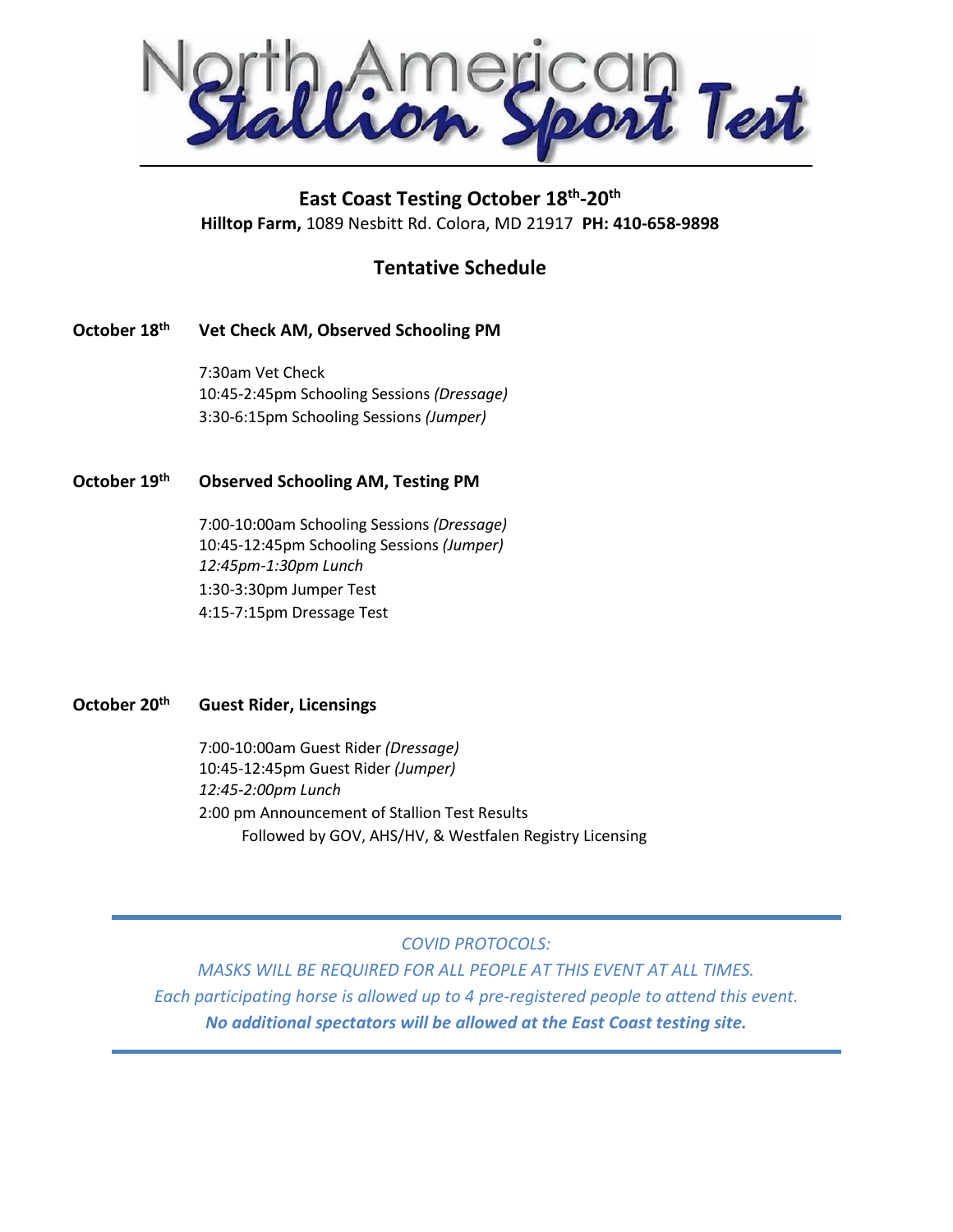# North American Stallion Sport Test

## East Coast Testing October 18th-20th

**Hilltop Farm,** 1089 Nesbitt Rd. Colora, MD 21917 **PH: 410-658-9898**

## Tentative Schedule

**October 18th** **Vet Check AM, Observed Schooling PM**

7:30am Vet Check
10:45-2:45pm Schooling Sessions *(Dressage)*
3:30-6:15pm Schooling Sessions *(Jumper)*

**October 19th** **Observed Schooling AM, Testing PM**

7:00-10:00am Schooling Sessions *(Dressage)*
10:45-12:45pm Schooling Sessions *(Jumper)*
*12:45pm-1:30pm Lunch*
1:30-3:30pm Jumper Test
4:15-7:15pm Dressage Test

**October 20th** **Guest Rider, Licensings**

7:00-10:00am Guest Rider *(Dressage)*
10:45-12:45pm Guest Rider *(Jumper)*
*12:45-2:00pm Lunch*
2:00 pm Announcement of Stallion Test Results
Followed by GOV, AHS/HV, & Westfalen Registry Licensing

---

*COVID PROTOCOLS:*

*MASKS WILL BE REQUIRED FOR ALL PEOPLE AT THIS EVENT AT ALL TIMES.*

*Each participating horse is allowed up to 4 pre-registered people to attend this event.*

***No additional spectators will be allowed at the East Coast testing site.***

---